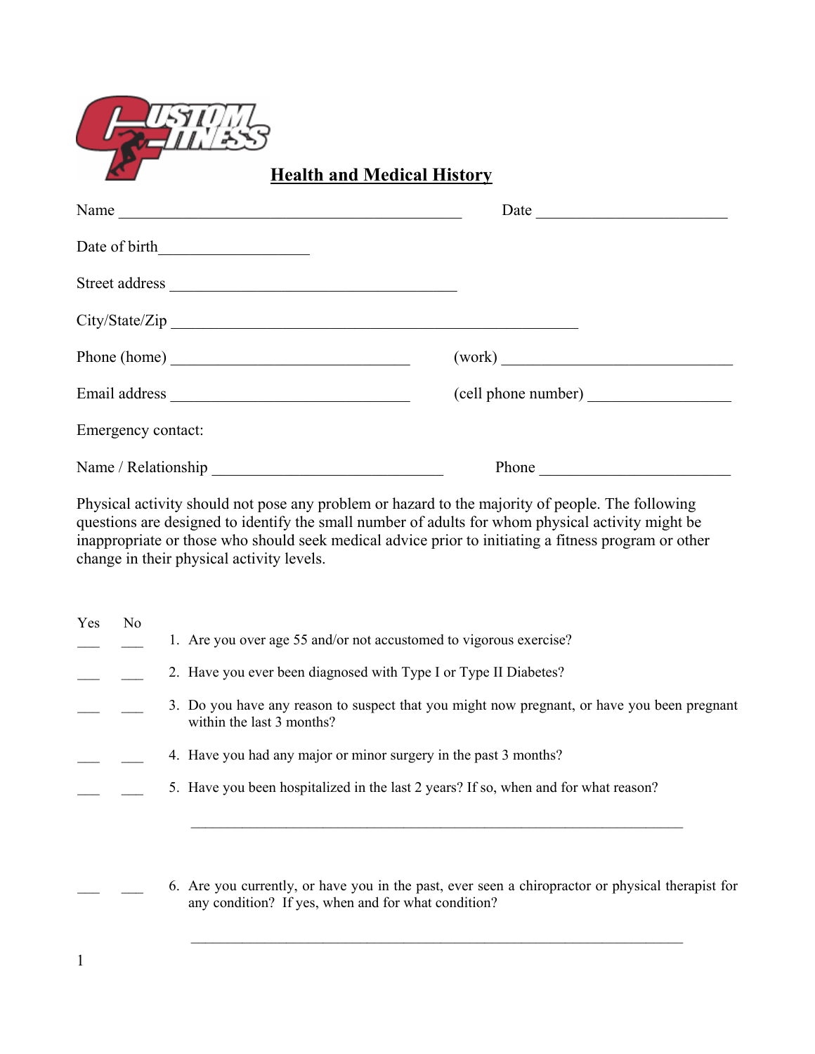Custom Fitness

# Health and Medical History

Name ____________________________________________ Date ________________________

Date of birth__________________

Street address _____________________________________

City/State/Zip ____________________________________________________

Phone (home) ______________________________ (work) _____________________________

Email address ______________________________ (cell phone number) __________________

Emergency contact:

Name / Relationship _____________________________ Phone ________________________

Physical activity should not pose any problem or hazard to the majority of people. The following questions are designed to identify the small number of adults for whom physical activity might be inappropriate or those who should seek medical advice prior to initiating a fitness program or other change in their physical activity levels.

| Yes | No | |
|---|---|---|
| ___ | ___ | 1. Are you over age 55 and/or not accustomed to vigorous exercise? |
| ___ | ___ | 2. Have you ever been diagnosed with Type I or Type II Diabetes? |
| ___ | ___ | 3. Do you have any reason to suspect that you might now pregnant, or have you been pregnant within the last 3 months? |
| ___ | ___ | 4. Have you had any major or minor surgery in the past 3 months? |
| ___ | ___ | 5. Have you been hospitalized in the last 2 years? If so, when and for what reason? ______________________________________________________________ |
| ___ | ___ | 6. Are you currently, or have you in the past, ever seen a chiropractor or physical therapist for any condition? If yes, when and for what condition? ______________________________________________________________ |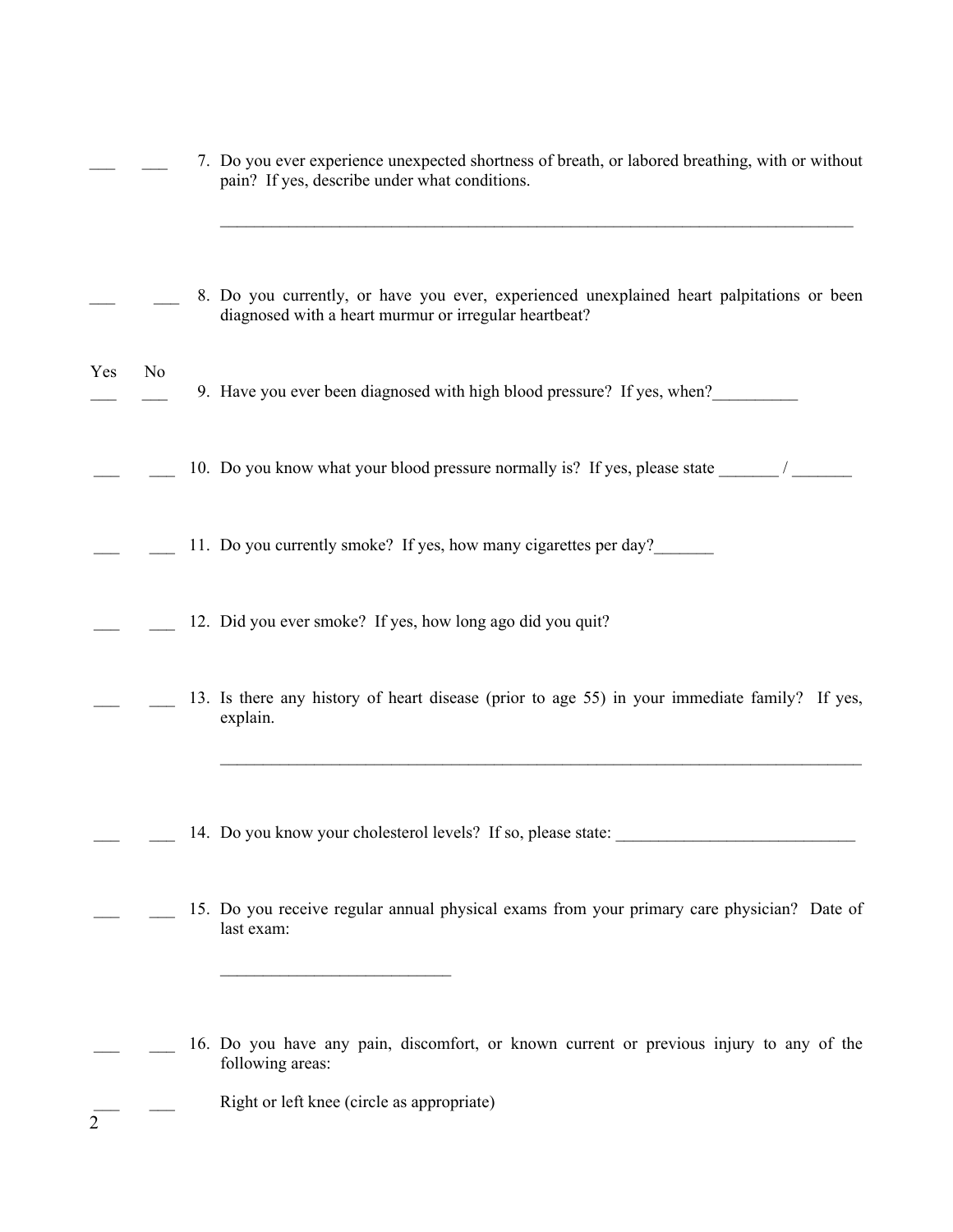___ ___ 7. Do you ever experience unexpected shortness of breath, or labored breathing, with or without pain? If yes, describe under what conditions.

______________________________________________________________________________

___ ___ 8. Do you currently, or have you ever, experienced unexplained heart palpitations or been diagnosed with a heart murmur or irregular heartbeat?

Yes No
___ ___ 9. Have you ever been diagnosed with high blood pressure? If yes, when?__________

___ ___ 10. Do you know what your blood pressure normally is? If yes, please state _______ / _______

___ ___ 11. Do you currently smoke? If yes, how many cigarettes per day?_______

___ ___ 12. Did you ever smoke? If yes, how long ago did you quit?

___ ___ 13. Is there any history of heart disease (prior to age 55) in your immediate family? If yes, explain.

______________________________________________________________________________

___ ___ 14. Do you know your cholesterol levels? If so, please state: _____________________________

___ ___ 15. Do you receive regular annual physical exams from your primary care physician? Date of last exam:

___________________________

___ ___ 16. Do you have any pain, discomfort, or known current or previous injury to any of the following areas:

___ ___ Right or left knee (circle as appropriate)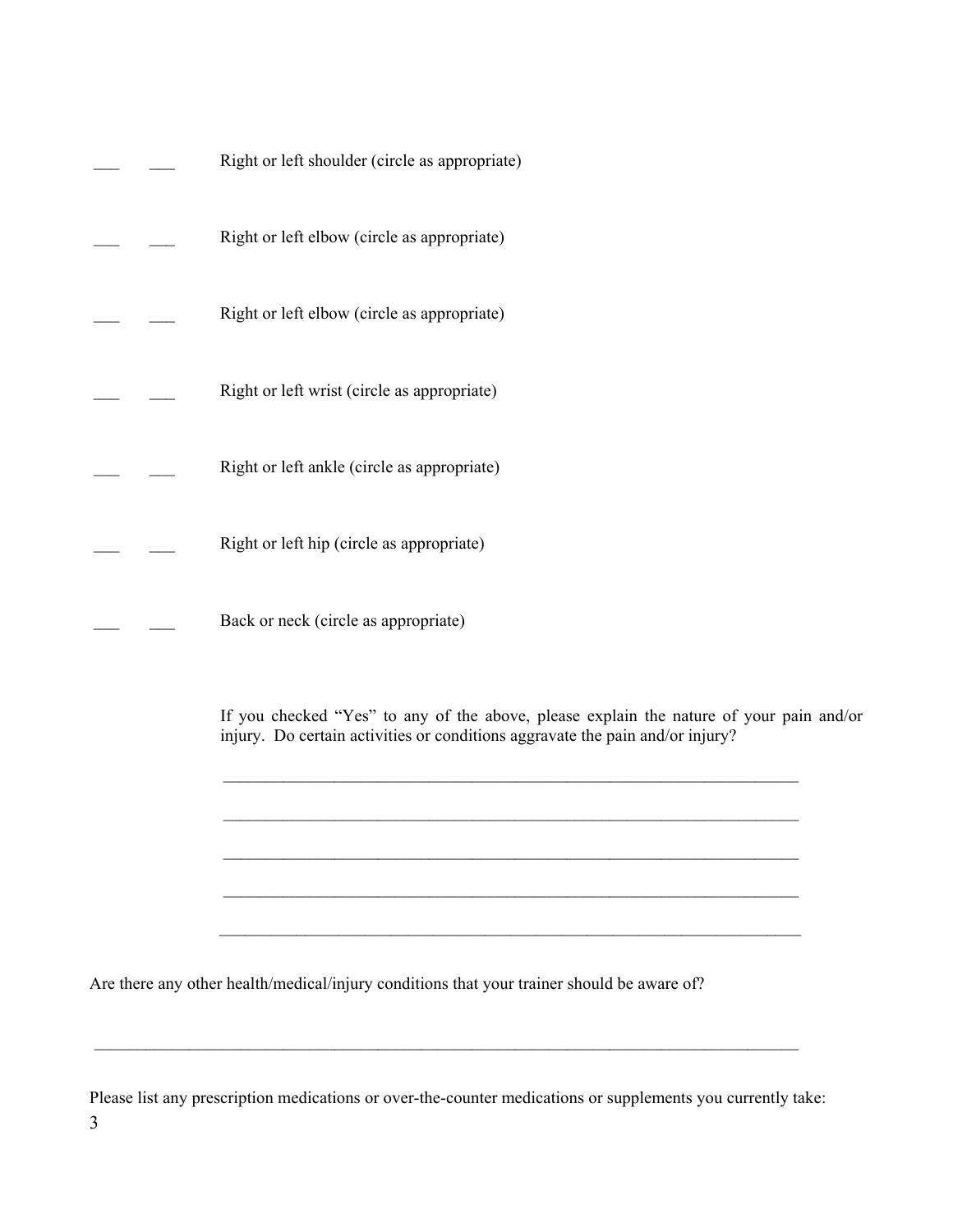\_\_\_ \_\_\_ Right or left shoulder (circle as appropriate)

\_\_\_ \_\_\_ Right or left elbow (circle as appropriate)

\_\_\_ \_\_\_ Right or left elbow (circle as appropriate)

\_\_\_ \_\_\_ Right or left wrist (circle as appropriate)

\_\_\_ \_\_\_ Right or left ankle (circle as appropriate)

\_\_\_ \_\_\_ Right or left hip (circle as appropriate)

\_\_\_ \_\_\_ Back or neck (circle as appropriate)

If you checked "Yes" to any of the above, please explain the nature of your pain and/or injury. Do certain activities or conditions aggravate the pain and/or injury?

\_\_\_\_\_\_\_\_\_\_\_\_\_\_\_\_\_\_\_\_\_\_\_\_\_\_\_\_\_\_\_\_\_\_\_\_\_\_\_\_\_\_\_\_\_\_\_\_\_\_\_\_\_\_\_\_\_\_\_\_\_\_\_\_\_\_\_\_

\_\_\_\_\_\_\_\_\_\_\_\_\_\_\_\_\_\_\_\_\_\_\_\_\_\_\_\_\_\_\_\_\_\_\_\_\_\_\_\_\_\_\_\_\_\_\_\_\_\_\_\_\_\_\_\_\_\_\_\_\_\_\_\_\_\_\_\_

\_\_\_\_\_\_\_\_\_\_\_\_\_\_\_\_\_\_\_\_\_\_\_\_\_\_\_\_\_\_\_\_\_\_\_\_\_\_\_\_\_\_\_\_\_\_\_\_\_\_\_\_\_\_\_\_\_\_\_\_\_\_\_\_\_\_\_\_

\_\_\_\_\_\_\_\_\_\_\_\_\_\_\_\_\_\_\_\_\_\_\_\_\_\_\_\_\_\_\_\_\_\_\_\_\_\_\_\_\_\_\_\_\_\_\_\_\_\_\_\_\_\_\_\_\_\_\_\_\_\_\_\_\_\_\_\_

\_\_\_\_\_\_\_\_\_\_\_\_\_\_\_\_\_\_\_\_\_\_\_\_\_\_\_\_\_\_\_\_\_\_\_\_\_\_\_\_\_\_\_\_\_\_\_\_\_\_\_\_\_\_\_\_\_\_\_\_\_\_\_\_\_\_\_\_

Are there any other health/medical/injury conditions that your trainer should be aware of?

\_\_\_\_\_\_\_\_\_\_\_\_\_\_\_\_\_\_\_\_\_\_\_\_\_\_\_\_\_\_\_\_\_\_\_\_\_\_\_\_\_\_\_\_\_\_\_\_\_\_\_\_\_\_\_\_\_\_\_\_\_\_\_\_\_\_\_\_\_\_\_\_\_\_\_\_\_\_\_\_\_\_\_\_

Please list any prescription medications or over-the-counter medications or supplements you currently take: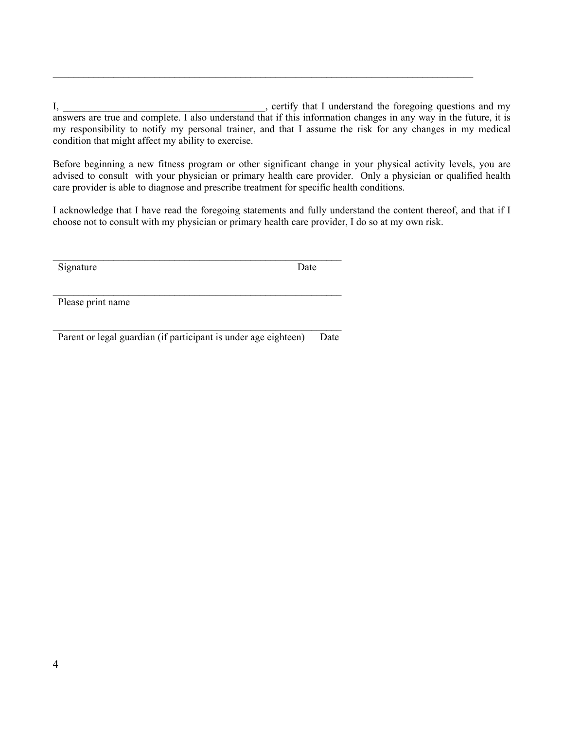_______________________________________________________________________________________

I, ________________________________________, certify that I understand the foregoing questions and my answers are true and complete. I also understand that if this information changes in any way in the future, it is my responsibility to notify my personal trainer, and that I assume the risk for any changes in my medical condition that might affect my ability to exercise.

Before beginning a new fitness program or other significant change in your physical activity levels, you are advised to consult with your physician or primary health care provider. Only a physician or qualified health care provider is able to diagnose and prescribe treatment for specific health conditions.

I acknowledge that I have read the foregoing statements and fully understand the content thereof, and that if I choose not to consult with my physician or primary health care provider, I do so at my own risk.

___________________________________________________________

Signature                                                                              Date

___________________________________________________________

Please print name

___________________________________________________________

Parent or legal guardian (if participant is under age eighteen)      Date